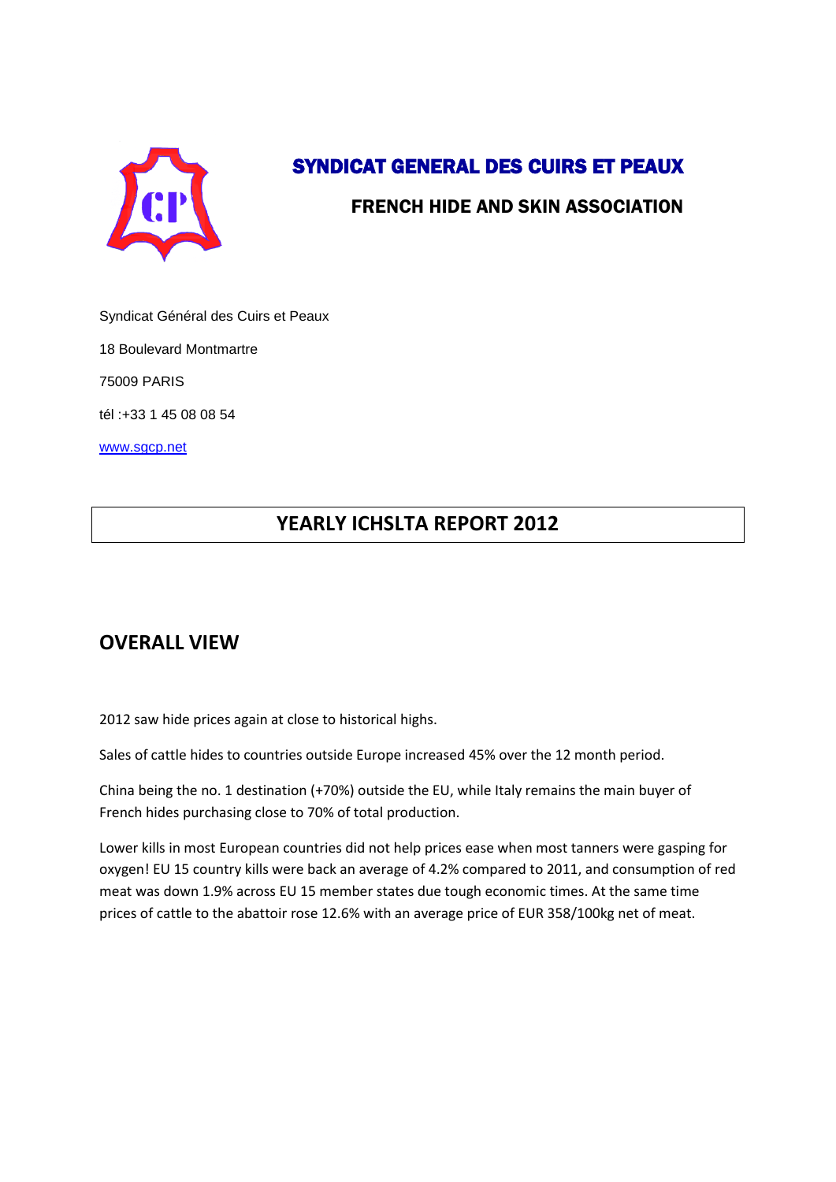# SYNDICAT GENERAL DES CUIRS ET PEAUX

## FRENCH HIDE AND SKIN ASSOCIATION

Syndicat Général des Cuirs et Peaux

18 Boulevard Montmartre

75009 PARIS

tél :+33 1 45 08 08 54

www.sgcp.net

# YEARLY ICHSLTA REPORT 2012

## OVERALL VIEW

2012 saw hide prices again at close to historical highs.

Sales of cattle hides to countries outside Europe increased 45% over the 12 month period.

China being the no. 1 destination (+70%) outside the EU, while Italy remains the main buyer of French hides purchasing close to 70% of total production.

Lower kills in most European countries did not help prices ease when most tanners were gasping for oxygen! EU 15 country kills were back an average of 4.2% compared to 2011, and consumption of red meat was down 1.9% across EU 15 member states due tough economic times. At the same time prices of cattle to the abattoir rose 12.6% with an average price of EUR 358/100kg net of meat.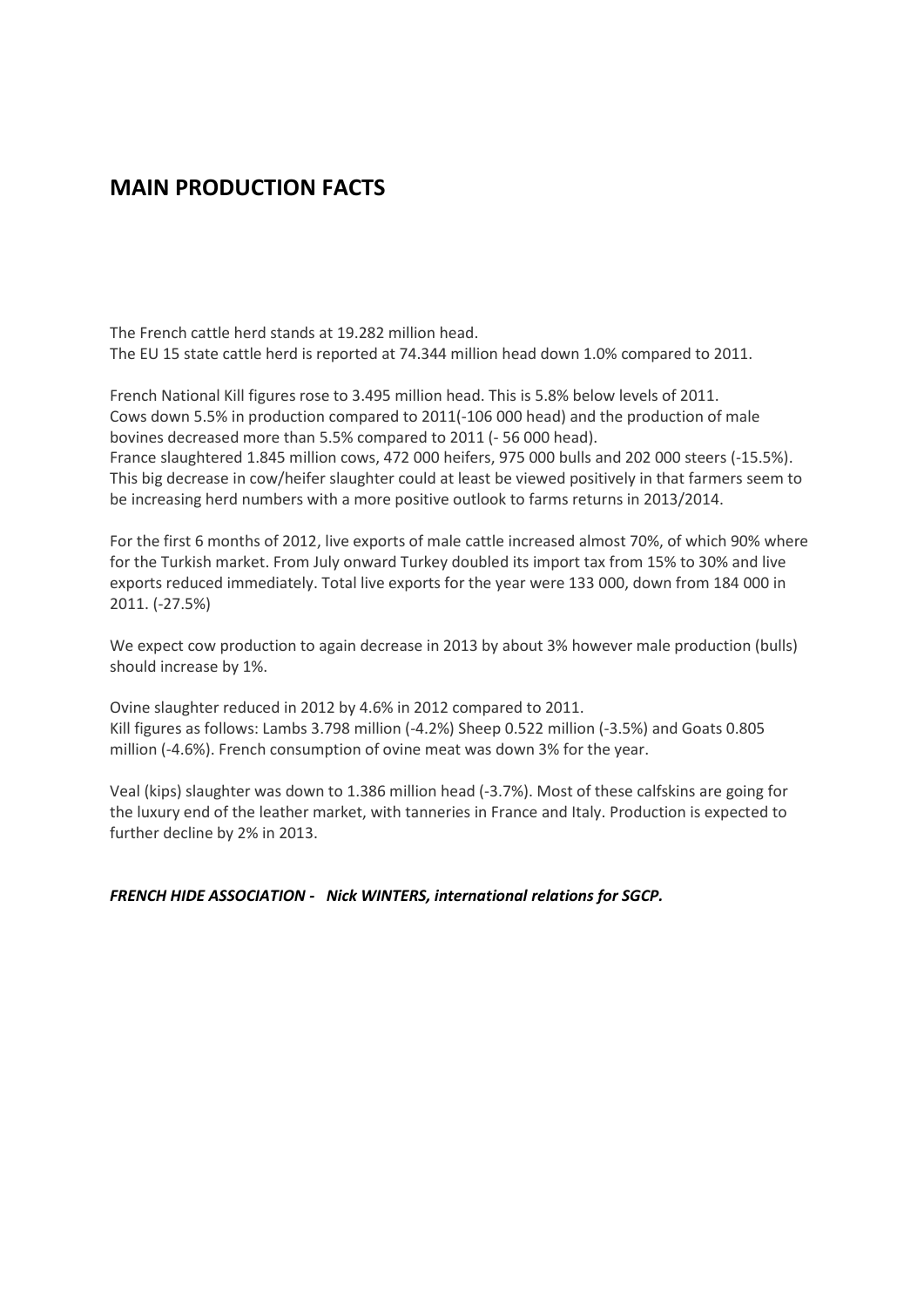## MAIN PRODUCTION FACTS

The French cattle herd stands at 19.282 million head.
The EU 15 state cattle herd is reported at 74.344 million head down 1.0% compared to 2011.

French National Kill figures rose to 3.495 million head. This is 5.8% below levels of 2011.
Cows down 5.5% in production compared to 2011(-106 000 head) and the production of male bovines decreased more than 5.5% compared to 2011 (- 56 000 head).
France slaughtered 1.845 million cows, 472 000 heifers, 975 000 bulls and 202 000 steers (-15.5%). This big decrease in cow/heifer slaughter could at least be viewed positively in that farmers seem to be increasing herd numbers with a more positive outlook to farms returns in 2013/2014.

For the first 6 months of 2012, live exports of male cattle increased almost 70%, of which 90% where for the Turkish market. From July onward Turkey doubled its import tax from 15% to 30% and live exports reduced immediately. Total live exports for the year were 133 000, down from 184 000 in 2011. (-27.5%)

We expect cow production to again decrease in 2013 by about 3% however male production (bulls) should increase by 1%.

Ovine slaughter reduced in 2012 by 4.6% in 2012 compared to 2011.
Kill figures as follows: Lambs 3.798 million (-4.2%) Sheep 0.522 million (-3.5%) and Goats 0.805 million (-4.6%). French consumption of ovine meat was down 3% for the year.

Veal (kips) slaughter was down to 1.386 million head (-3.7%). Most of these calfskins are going for the luxury end of the leather market, with tanneries in France and Italy. Production is expected to further decline by 2% in 2013.

***FRENCH HIDE ASSOCIATION - Nick WINTERS, international relations for SGCP.***